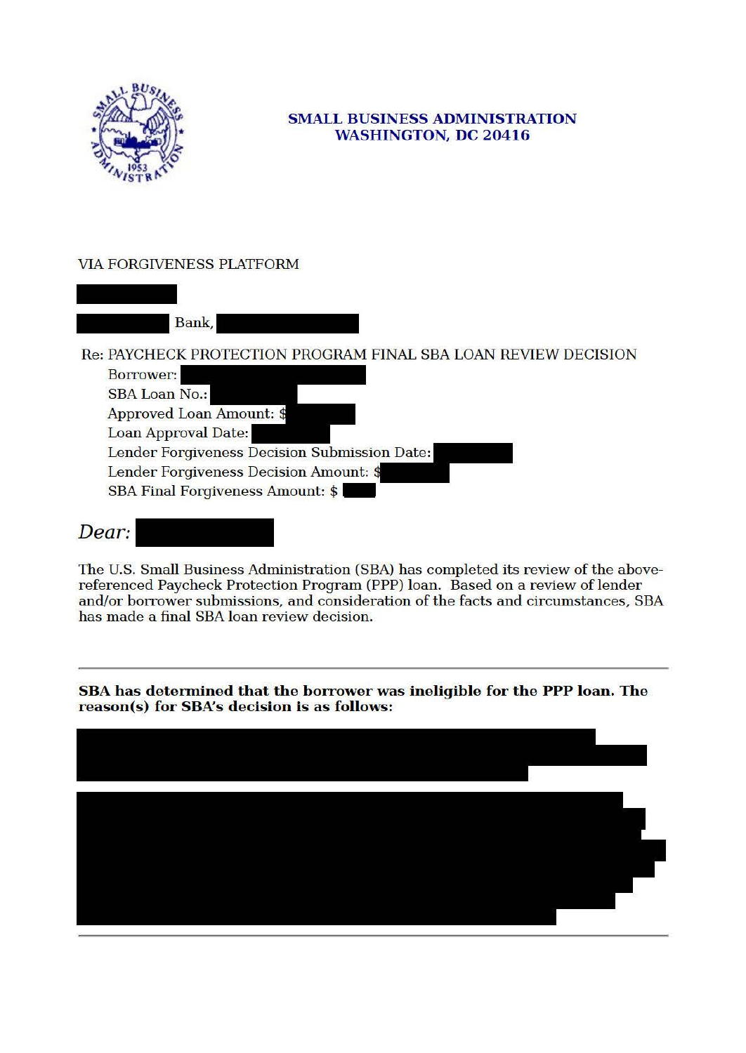**SMALL BUSINESS ADMINISTRATION**
**WASHINGTON, DC 20416**

VIA FORGIVENESS PLATFORM

Bank,

Re: PAYCHECK PROTECTION PROGRAM FINAL SBA LOAN REVIEW DECISION

Borrower:
SBA Loan No.:
Approved Loan Amount: $
Loan Approval Date:
Lender Forgiveness Decision Submission Date:
Lender Forgiveness Decision Amount: $
SBA Final Forgiveness Amount: $

*Dear:*

The U.S. Small Business Administration (SBA) has completed its review of the above-referenced Paycheck Protection Program (PPP) loan. Based on a review of lender and/or borrower submissions, and consideration of the facts and circumstances, SBA has made a final SBA loan review decision.

---

**SBA has determined that the borrower was ineligible for the PPP loan. The reason(s) for SBA's decision is as follows:**

---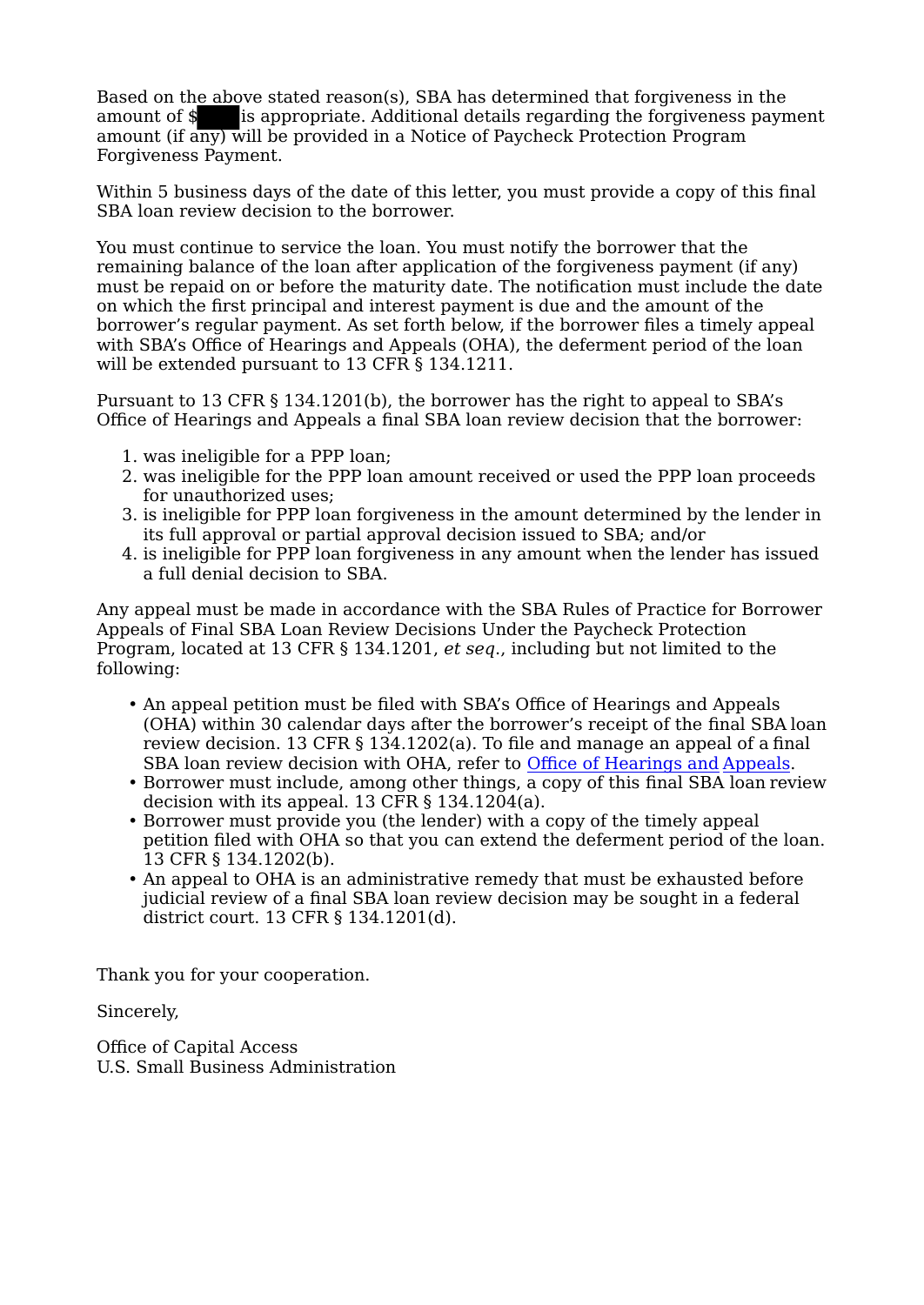Based on the above stated reason(s), SBA has determined that forgiveness in the amount of $█████ is appropriate. Additional details regarding the forgiveness payment amount (if any) will be provided in a Notice of Paycheck Protection Program Forgiveness Payment.

Within 5 business days of the date of this letter, you must provide a copy of this final SBA loan review decision to the borrower.

You must continue to service the loan. You must notify the borrower that the remaining balance of the loan after application of the forgiveness payment (if any) must be repaid on or before the maturity date. The notification must include the date on which the first principal and interest payment is due and the amount of the borrower's regular payment. As set forth below, if the borrower files a timely appeal with SBA's Office of Hearings and Appeals (OHA), the deferment period of the loan will be extended pursuant to 13 CFR § 134.1211.

Pursuant to 13 CFR § 134.1201(b), the borrower has the right to appeal to SBA's Office of Hearings and Appeals a final SBA loan review decision that the borrower:

1. was ineligible for a PPP loan;
2. was ineligible for the PPP loan amount received or used the PPP loan proceeds for unauthorized uses;
3. is ineligible for PPP loan forgiveness in the amount determined by the lender in its full approval or partial approval decision issued to SBA; and/or
4. is ineligible for PPP loan forgiveness in any amount when the lender has issued a full denial decision to SBA.

Any appeal must be made in accordance with the SBA Rules of Practice for Borrower Appeals of Final SBA Loan Review Decisions Under the Paycheck Protection Program, located at 13 CFR § 134.1201, *et seq.*, including but not limited to the following:

- An appeal petition must be filed with SBA's Office of Hearings and Appeals (OHA) within 30 calendar days after the borrower's receipt of the final SBA loan review decision. 13 CFR § 134.1202(a). To file and manage an appeal of a final SBA loan review decision with OHA, refer to Office of Hearings and Appeals.
- Borrower must include, among other things, a copy of this final SBA loan review decision with its appeal. 13 CFR § 134.1204(a).
- Borrower must provide you (the lender) with a copy of the timely appeal petition filed with OHA so that you can extend the deferment period of the loan. 13 CFR § 134.1202(b).
- An appeal to OHA is an administrative remedy that must be exhausted before judicial review of a final SBA loan review decision may be sought in a federal district court. 13 CFR § 134.1201(d).

Thank you for your cooperation.

Sincerely,

Office of Capital Access
U.S. Small Business Administration